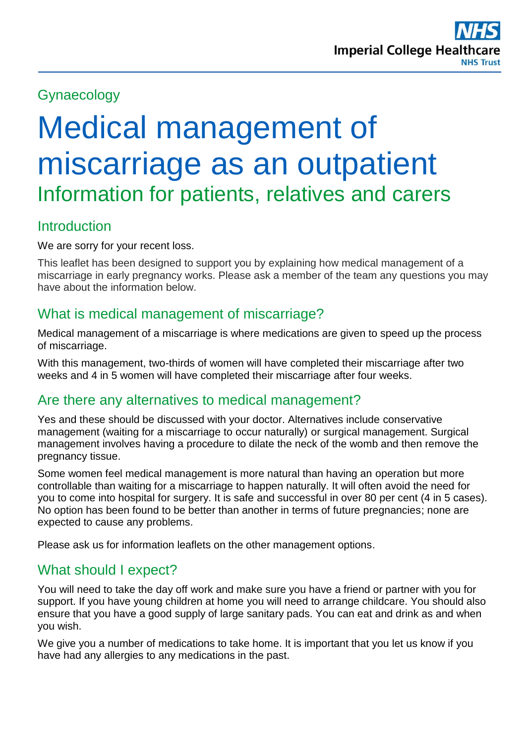Gynaecology

# Medical management of miscarriage as an outpatient

## Information for patients, relatives and carers

## Introduction

We are sorry for your recent loss.

This leaflet has been designed to support you by explaining how medical management of a miscarriage in early pregnancy works. Please ask a member of the team any questions you may have about the information below.

## What is medical management of miscarriage?

Medical management of a miscarriage is where medications are given to speed up the process of miscarriage.

With this management, two-thirds of women will have completed their miscarriage after two weeks and 4 in 5 women will have completed their miscarriage after four weeks.

## Are there any alternatives to medical management?

Yes and these should be discussed with your doctor. Alternatives include conservative management (waiting for a miscarriage to occur naturally) or surgical management. Surgical management involves having a procedure to dilate the neck of the womb and then remove the pregnancy tissue.

Some women feel medical management is more natural than having an operation but more controllable than waiting for a miscarriage to happen naturally. It will often avoid the need for you to come into hospital for surgery. It is safe and successful in over 80 per cent (4 in 5 cases). No option has been found to be better than another in terms of future pregnancies; none are expected to cause any problems.

Please ask us for information leaflets on the other management options.

## What should I expect?

You will need to take the day off work and make sure you have a friend or partner with you for support. If you have young children at home you will need to arrange childcare. You should also ensure that you have a good supply of large sanitary pads. You can eat and drink as and when you wish.

We give you a number of medications to take home. It is important that you let us know if you have had any allergies to any medications in the past.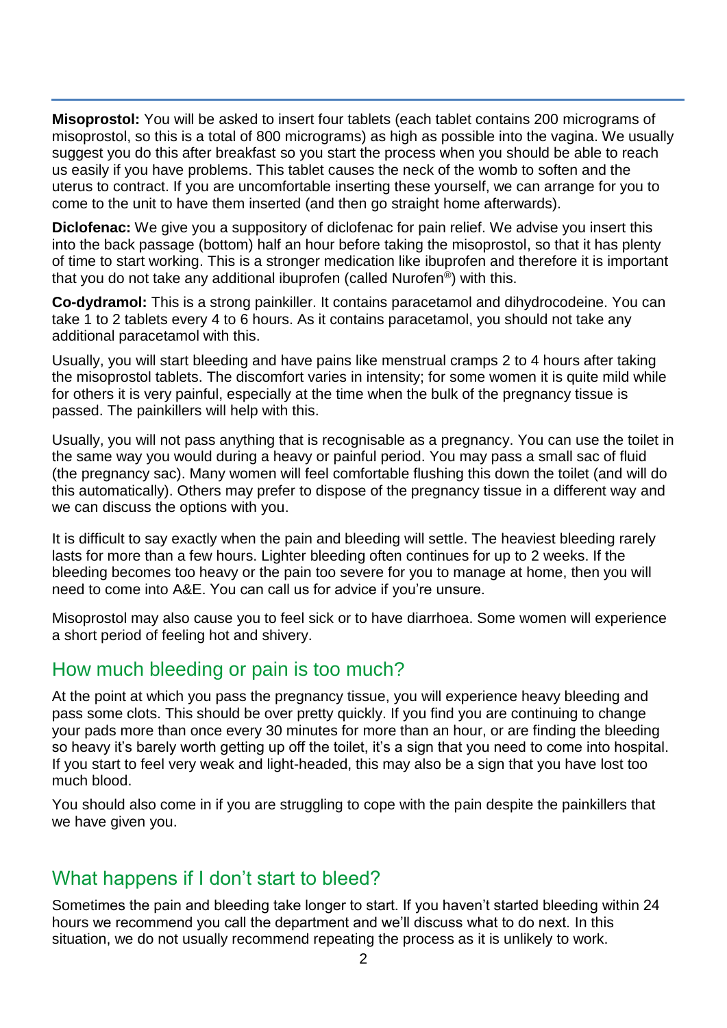**Misoprostol:** You will be asked to insert four tablets (each tablet contains 200 micrograms of misoprostol, so this is a total of 800 micrograms) as high as possible into the vagina. We usually suggest you do this after breakfast so you start the process when you should be able to reach us easily if you have problems. This tablet causes the neck of the womb to soften and the uterus to contract. If you are uncomfortable inserting these yourself, we can arrange for you to come to the unit to have them inserted (and then go straight home afterwards).

**Diclofenac:** We give you a suppository of diclofenac for pain relief. We advise you insert this into the back passage (bottom) half an hour before taking the misoprostol, so that it has plenty of time to start working. This is a stronger medication like ibuprofen and therefore it is important that you do not take any additional ibuprofen (called Nurofen®) with this.

**Co-dydramol:** This is a strong painkiller. It contains paracetamol and dihydrocodeine. You can take 1 to 2 tablets every 4 to 6 hours. As it contains paracetamol, you should not take any additional paracetamol with this.

Usually, you will start bleeding and have pains like menstrual cramps 2 to 4 hours after taking the misoprostol tablets. The discomfort varies in intensity; for some women it is quite mild while for others it is very painful, especially at the time when the bulk of the pregnancy tissue is passed. The painkillers will help with this.

Usually, you will not pass anything that is recognisable as a pregnancy. You can use the toilet in the same way you would during a heavy or painful period. You may pass a small sac of fluid (the pregnancy sac). Many women will feel comfortable flushing this down the toilet (and will do this automatically). Others may prefer to dispose of the pregnancy tissue in a different way and we can discuss the options with you.

It is difficult to say exactly when the pain and bleeding will settle. The heaviest bleeding rarely lasts for more than a few hours. Lighter bleeding often continues for up to 2 weeks. If the bleeding becomes too heavy or the pain too severe for you to manage at home, then you will need to come into A&E. You can call us for advice if you're unsure.

Misoprostol may also cause you to feel sick or to have diarrhoea. Some women will experience a short period of feeling hot and shivery.

## How much bleeding or pain is too much?

At the point at which you pass the pregnancy tissue, you will experience heavy bleeding and pass some clots. This should be over pretty quickly. If you find you are continuing to change your pads more than once every 30 minutes for more than an hour, or are finding the bleeding so heavy it's barely worth getting up off the toilet, it's a sign that you need to come into hospital. If you start to feel very weak and light-headed, this may also be a sign that you have lost too much blood.

You should also come in if you are struggling to cope with the pain despite the painkillers that we have given you.

## What happens if I don't start to bleed?

Sometimes the pain and bleeding take longer to start. If you haven't started bleeding within 24 hours we recommend you call the department and we'll discuss what to do next. In this situation, we do not usually recommend repeating the process as it is unlikely to work.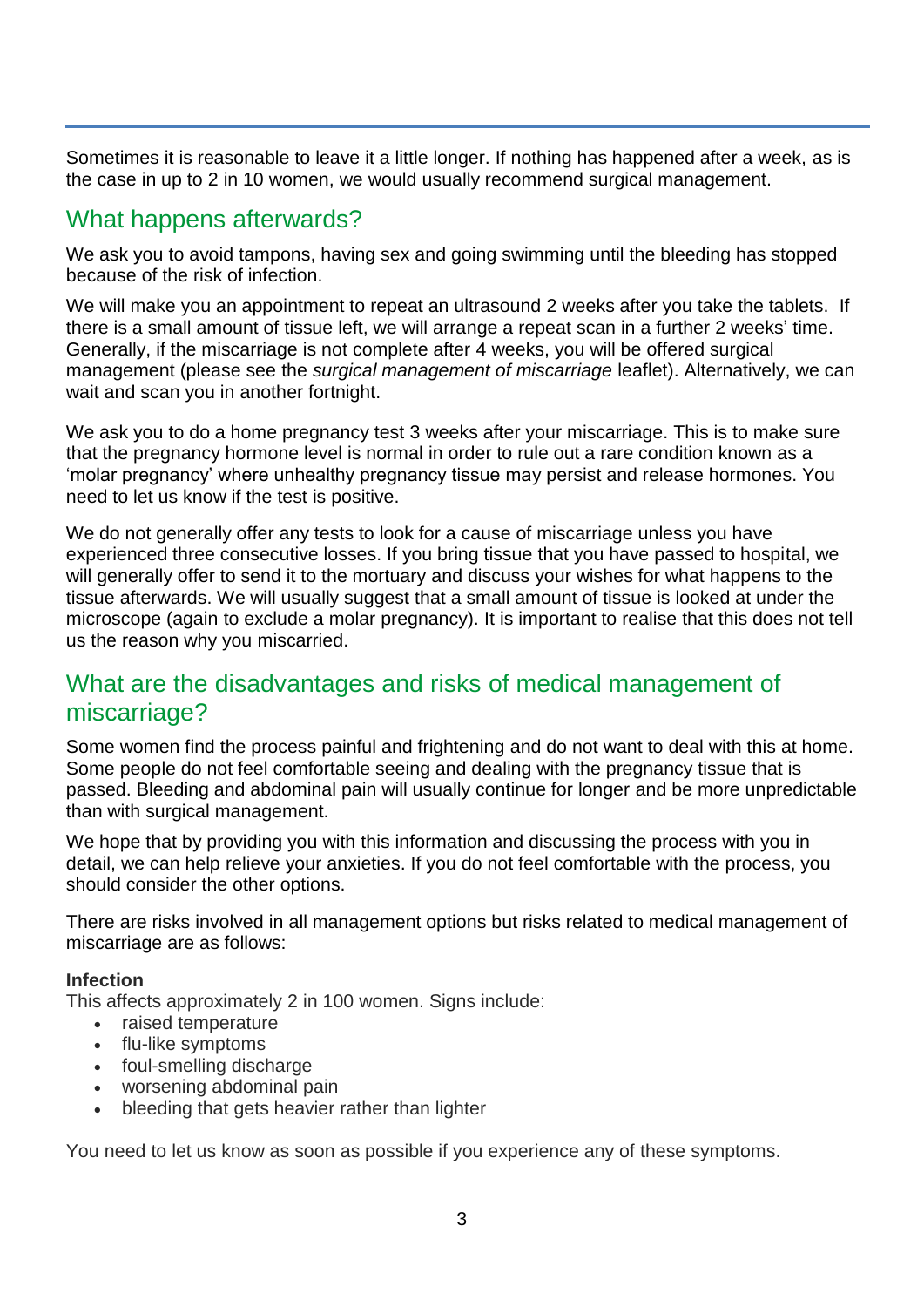Sometimes it is reasonable to leave it a little longer. If nothing has happened after a week, as is the case in up to 2 in 10 women, we would usually recommend surgical management.

## What happens afterwards?

We ask you to avoid tampons, having sex and going swimming until the bleeding has stopped because of the risk of infection.

We will make you an appointment to repeat an ultrasound 2 weeks after you take the tablets. If there is a small amount of tissue left, we will arrange a repeat scan in a further 2 weeks' time. Generally, if the miscarriage is not complete after 4 weeks, you will be offered surgical management (please see the *surgical management of miscarriage* leaflet). Alternatively, we can wait and scan you in another fortnight.

We ask you to do a home pregnancy test 3 weeks after your miscarriage. This is to make sure that the pregnancy hormone level is normal in order to rule out a rare condition known as a 'molar pregnancy' where unhealthy pregnancy tissue may persist and release hormones. You need to let us know if the test is positive.

We do not generally offer any tests to look for a cause of miscarriage unless you have experienced three consecutive losses. If you bring tissue that you have passed to hospital, we will generally offer to send it to the mortuary and discuss your wishes for what happens to the tissue afterwards. We will usually suggest that a small amount of tissue is looked at under the microscope (again to exclude a molar pregnancy). It is important to realise that this does not tell us the reason why you miscarried.

## What are the disadvantages and risks of medical management of miscarriage?

Some women find the process painful and frightening and do not want to deal with this at home. Some people do not feel comfortable seeing and dealing with the pregnancy tissue that is passed. Bleeding and abdominal pain will usually continue for longer and be more unpredictable than with surgical management.

We hope that by providing you with this information and discussing the process with you in detail, we can help relieve your anxieties. If you do not feel comfortable with the process, you should consider the other options.

There are risks involved in all management options but risks related to medical management of miscarriage are as follows:

**Infection**
This affects approximately 2 in 100 women. Signs include:

- raised temperature
- flu-like symptoms
- foul-smelling discharge
- worsening abdominal pain
- bleeding that gets heavier rather than lighter

You need to let us know as soon as possible if you experience any of these symptoms.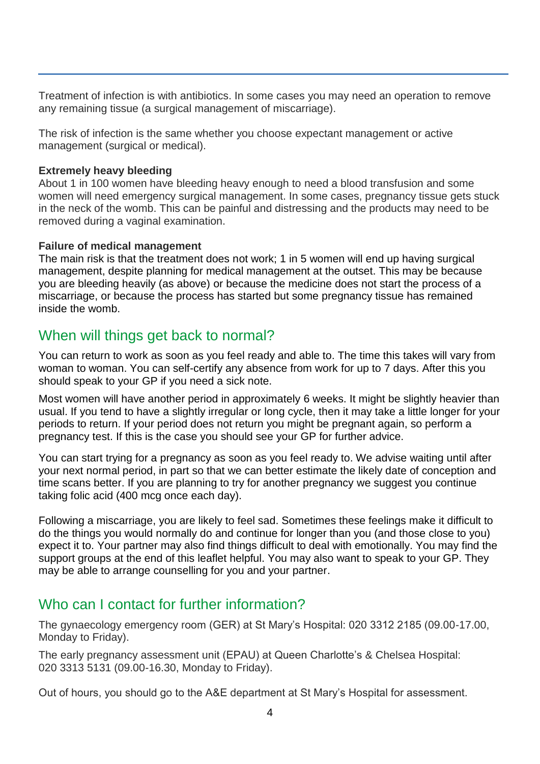Treatment of infection is with antibiotics. In some cases you may need an operation to remove any remaining tissue (a surgical management of miscarriage).

The risk of infection is the same whether you choose expectant management or active management (surgical or medical).

**Extremely heavy bleeding**
About 1 in 100 women have bleeding heavy enough to need a blood transfusion and some women will need emergency surgical management. In some cases, pregnancy tissue gets stuck in the neck of the womb. This can be painful and distressing and the products may need to be removed during a vaginal examination.

**Failure of medical management**
The main risk is that the treatment does not work; 1 in 5 women will end up having surgical management, despite planning for medical management at the outset. This may be because you are bleeding heavily (as above) or because the medicine does not start the process of a miscarriage, or because the process has started but some pregnancy tissue has remained inside the womb.

## When will things get back to normal?

You can return to work as soon as you feel ready and able to. The time this takes will vary from woman to woman. You can self-certify any absence from work for up to 7 days. After this you should speak to your GP if you need a sick note.

Most women will have another period in approximately 6 weeks. It might be slightly heavier than usual. If you tend to have a slightly irregular or long cycle, then it may take a little longer for your periods to return. If your period does not return you might be pregnant again, so perform a pregnancy test. If this is the case you should see your GP for further advice.

You can start trying for a pregnancy as soon as you feel ready to. We advise waiting until after your next normal period, in part so that we can better estimate the likely date of conception and time scans better. If you are planning to try for another pregnancy we suggest you continue taking folic acid (400 mcg once each day).

Following a miscarriage, you are likely to feel sad. Sometimes these feelings make it difficult to do the things you would normally do and continue for longer than you (and those close to you) expect it to. Your partner may also find things difficult to deal with emotionally. You may find the support groups at the end of this leaflet helpful. You may also want to speak to your GP. They may be able to arrange counselling for you and your partner.

## Who can I contact for further information?

The gynaecology emergency room (GER) at St Mary's Hospital: 020 3312 2185 (09.00-17.00, Monday to Friday).

The early pregnancy assessment unit (EPAU) at Queen Charlotte's & Chelsea Hospital: 020 3313 5131 (09.00-16.30, Monday to Friday).

Out of hours, you should go to the A&E department at St Mary's Hospital for assessment.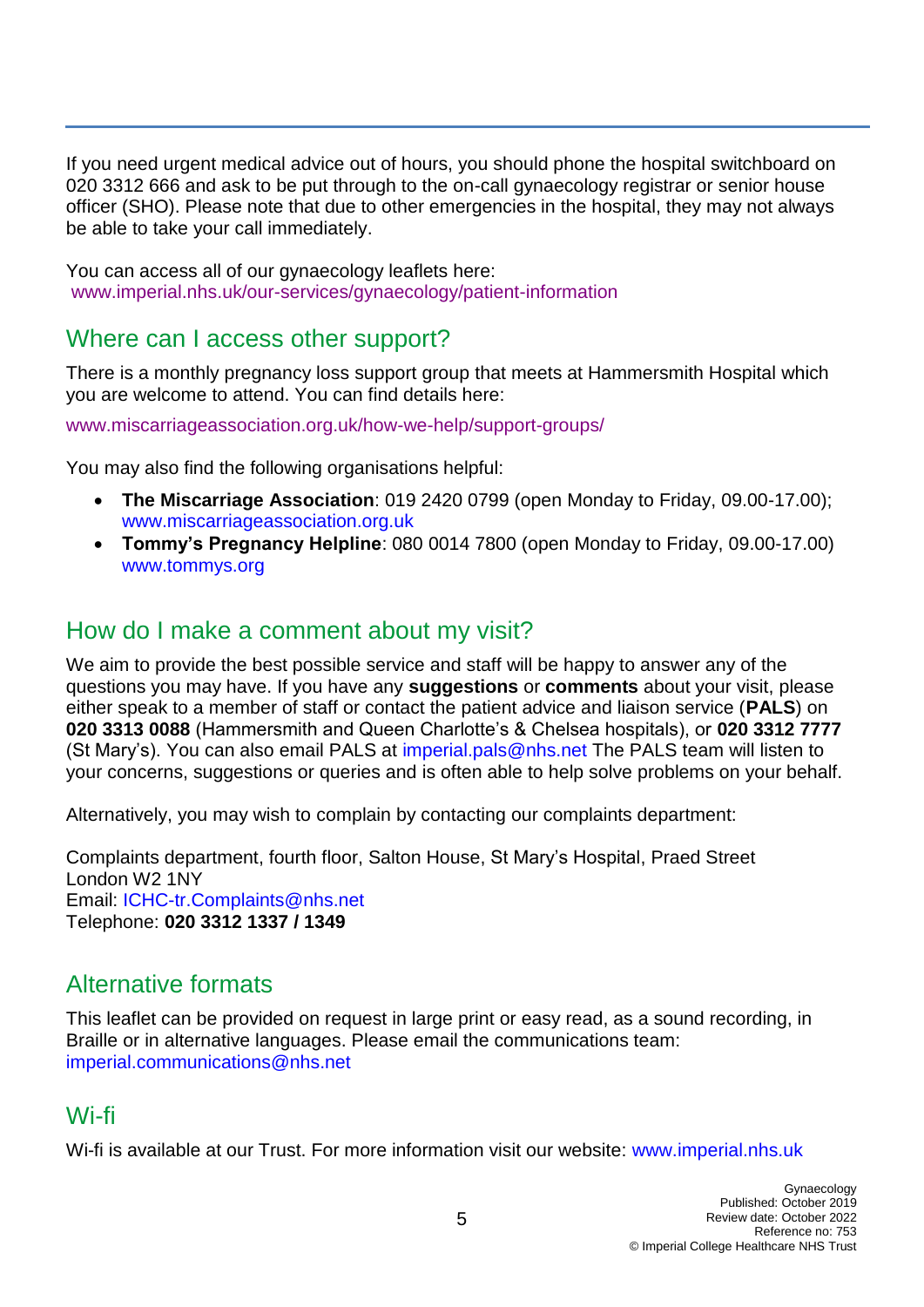If you need urgent medical advice out of hours, you should phone the hospital switchboard on 020 3312 666 and ask to be put through to the on-call gynaecology registrar or senior house officer (SHO). Please note that due to other emergencies in the hospital, they may not always be able to take your call immediately.

You can access all of our gynaecology leaflets here:
www.imperial.nhs.uk/our-services/gynaecology/patient-information

## Where can I access other support?

There is a monthly pregnancy loss support group that meets at Hammersmith Hospital which you are welcome to attend. You can find details here:

www.miscarriageassociation.org.uk/how-we-help/support-groups/

You may also find the following organisations helpful:

- **The Miscarriage Association**: 019 2420 0799 (open Monday to Friday, 09.00-17.00); www.miscarriageassociation.org.uk
- **Tommy's Pregnancy Helpline**: 080 0014 7800 (open Monday to Friday, 09.00-17.00) www.tommys.org

## How do I make a comment about my visit?

We aim to provide the best possible service and staff will be happy to answer any of the questions you may have. If you have any **suggestions** or **comments** about your visit, please either speak to a member of staff or contact the patient advice and liaison service (**PALS**) on **020 3313 0088** (Hammersmith and Queen Charlotte's & Chelsea hospitals), or **020 3312 7777** (St Mary's). You can also email PALS at imperial.pals@nhs.net The PALS team will listen to your concerns, suggestions or queries and is often able to help solve problems on your behalf.

Alternatively, you may wish to complain by contacting our complaints department:

Complaints department, fourth floor, Salton House, St Mary's Hospital, Praed Street London W2 1NY
Email: ICHC-tr.Complaints@nhs.net
Telephone: **020 3312 1337 / 1349**

## Alternative formats

This leaflet can be provided on request in large print or easy read, as a sound recording, in Braille or in alternative languages. Please email the communications team: imperial.communications@nhs.net

## Wi-fi

Wi-fi is available at our Trust. For more information visit our website: www.imperial.nhs.uk

Gynaecology
Published: October 2019
Review date: October 2022
Reference no: 753
© Imperial College Healthcare NHS Trust